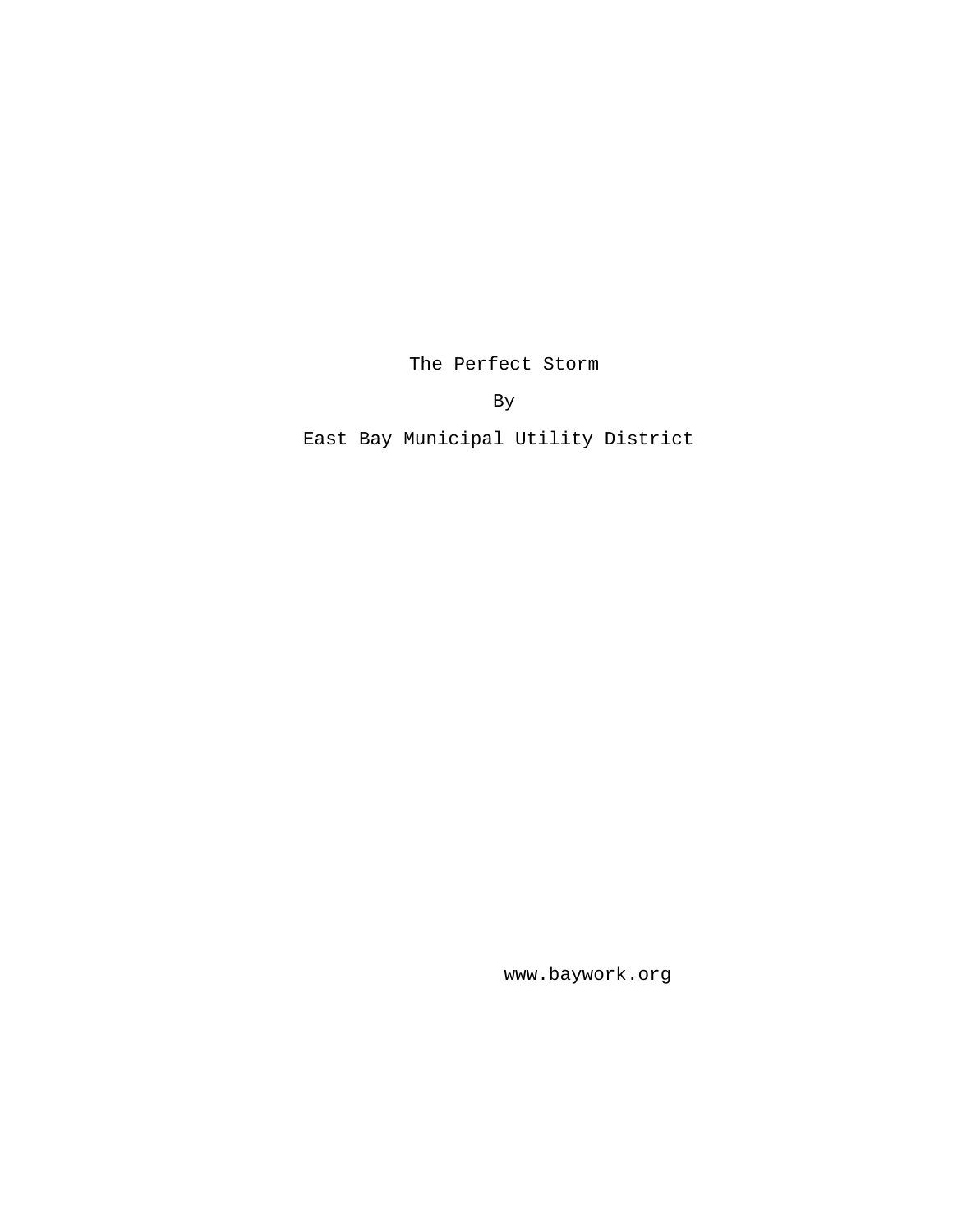# The Perfect Storm

By

East Bay Municipal Utility District

www.baywork.org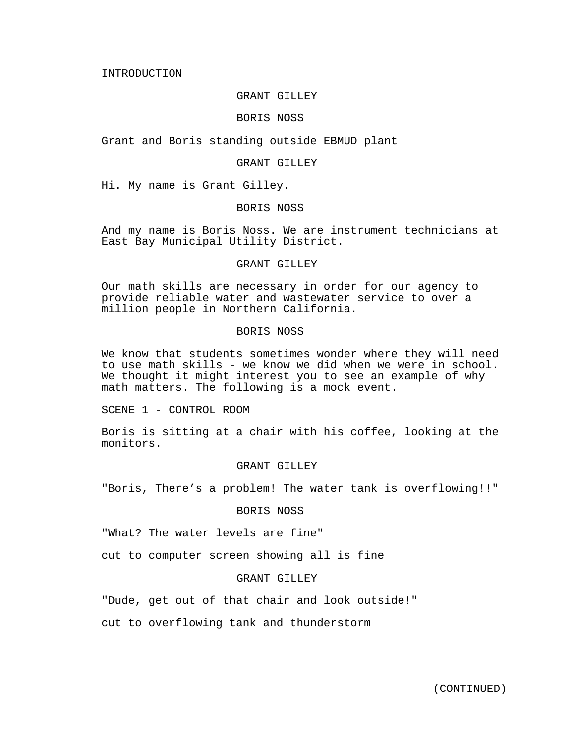INTRODUCTION

GRANT GILLEY

BORIS NOSS

Grant and Boris standing outside EBMUD plant

GRANT GILLEY

Hi. My name is Grant Gilley.

BORIS NOSS

And my name is Boris Noss. We are instrument technicians at East Bay Municipal Utility District.

GRANT GILLEY

Our math skills are necessary in order for our agency to provide reliable water and wastewater service to over a million people in Northern California.

BORIS NOSS

We know that students sometimes wonder where they will need to use math skills - we know we did when we were in school. We thought it might interest you to see an example of why math matters. The following is a mock event.

SCENE 1 - CONTROL ROOM

Boris is sitting at a chair with his coffee, looking at the monitors.

GRANT GILLEY

"Boris, There’s a problem! The water tank is overflowing!!"

BORIS NOSS

"What? The water levels are fine"

cut to computer screen showing all is fine

GRANT GILLEY

"Dude, get out of that chair and look outside!"

cut to overflowing tank and thunderstorm

(CONTINUED)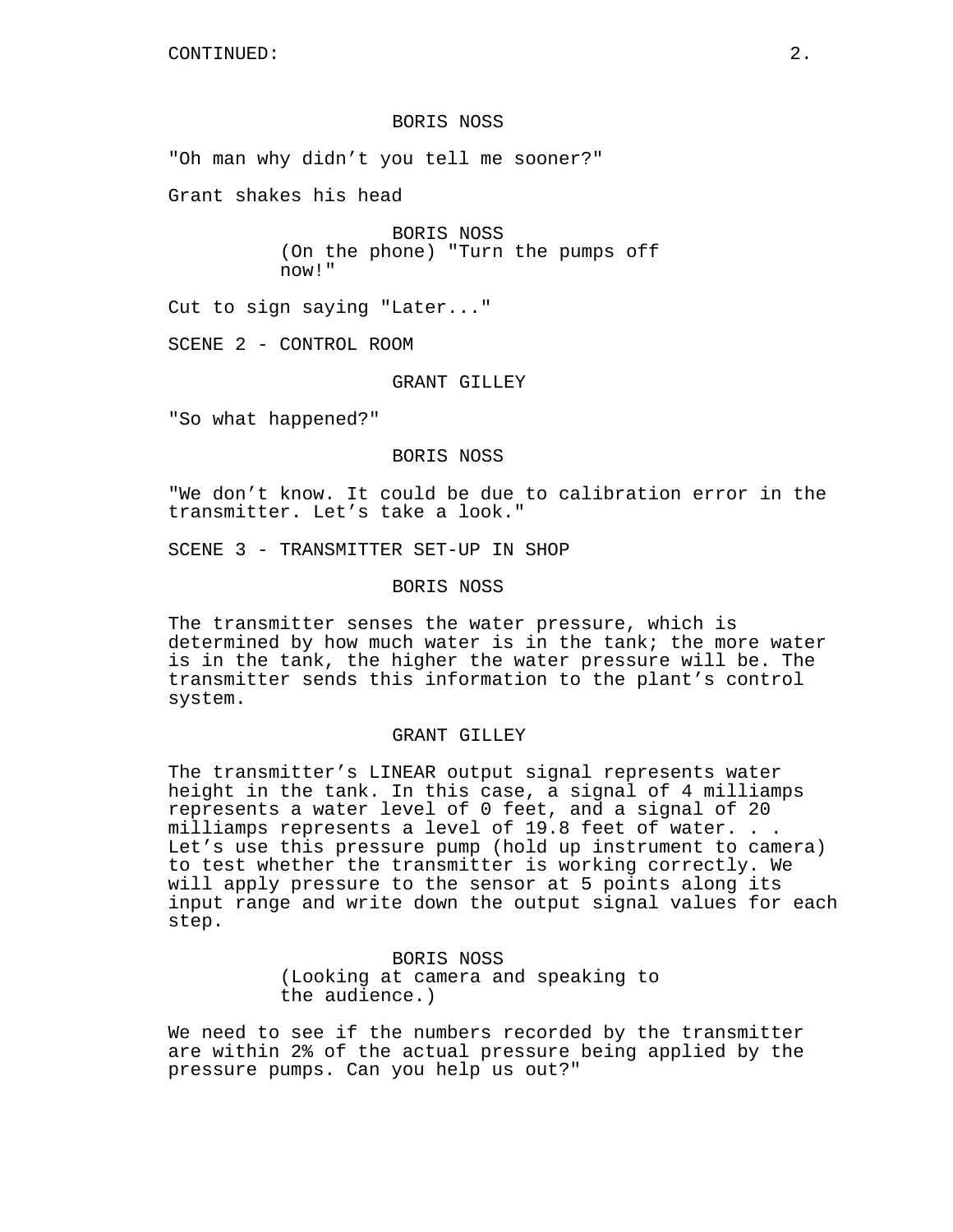BORIS NOSS

"Oh man why didn't you tell me sooner?"

Grant shakes his head

BORIS NOSS
(On the phone) "Turn the pumps off now!"

Cut to sign saying "Later..."

SCENE 2 - CONTROL ROOM

GRANT GILLEY

"So what happened?"

BORIS NOSS

"We don't know. It could be due to calibration error in the transmitter. Let's take a look."

SCENE 3 - TRANSMITTER SET-UP IN SHOP

BORIS NOSS

The transmitter senses the water pressure, which is determined by how much water is in the tank; the more water is in the tank, the higher the water pressure will be. The transmitter sends this information to the plant's control system.

GRANT GILLEY

The transmitter's LINEAR output signal represents water height in the tank. In this case, a signal of 4 milliamps represents a water level of 0 feet, and a signal of 20 milliamps represents a level of 19.8 feet of water. . . Let's use this pressure pump (hold up instrument to camera) to test whether the transmitter is working correctly. We will apply pressure to the sensor at 5 points along its input range and write down the output signal values for each step.

BORIS NOSS
(Looking at camera and speaking to the audience.)

We need to see if the numbers recorded by the transmitter are within 2% of the actual pressure being applied by the pressure pumps. Can you help us out?"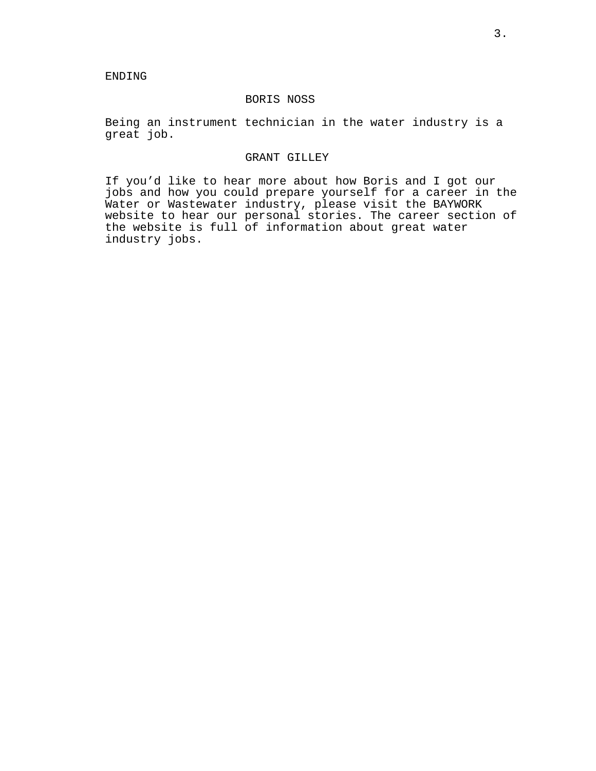ENDING

BORIS NOSS

Being an instrument technician in the water industry is a great job.

GRANT GILLEY

If you’d like to hear more about how Boris and I got our jobs and how you could prepare yourself for a career in the Water or Wastewater industry, please visit the BAYWORK website to hear our personal stories. The career section of the website is full of information about great water industry jobs.